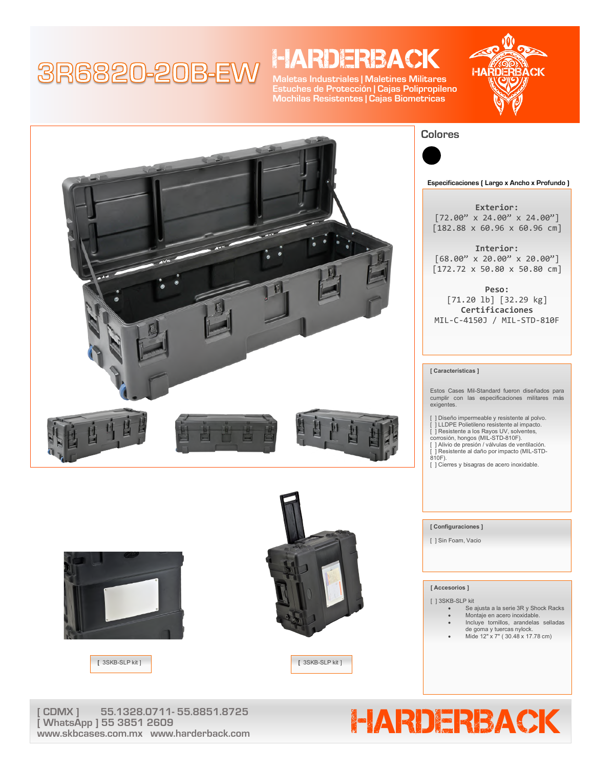# 3R6820-20B-EW

## HARDERBACK

Maletas Industriales | Maletines Militares
Estuches de Protección | Cajas Polipropileno
Mochilas Resistentes | Cajas Biometricas

## Colores

**Especificaciones [ Largo x Ancho x Profundo ]**

**Exterior:**
[72.00” x 24.00” x 24.00”]
[182.88 x 60.96 x 60.96 cm]

**Interior:**
[68.00” x 20.00” x 20.00”]
[172.72 x 50.80 x 50.80 cm]

**Peso:**
[71.20 lb] [32.29 kg]

**Certificaciones**
MIL-C-4150J / MIL-STD-810F

**[ Caracteristicas ]**

Estos Cases Mil-Standard fueron diseñados para cumplir con las especificaciones militares más exigentes.

[ ] Diseño impermeable y resistente al polvo.
[ ] LLDPE Polietileno resistente al impacto.
[ ] Resistente a los Rayos UV, solventes, corrosión, hongos (MIL-STD-810F).
[ ] Alivio de presión / válvulas de ventilación.
[ ] Resistente al daño por impacto (MIL-STD-810F).
[ ] Cierres y bisagras de acero inoxidable.

**[ Configuraciones ]**

[ ] Sin Foam, Vacio

**[ Accesorios ]**

[ ] 3SKB-SLP kit
- Se ajusta a la serie 3R y Shock Racks
- Montaje en acero inoxidable.
- Incluye tornillos, arandelas selladas de goma y tuercas nylock.
- Mide 12" x 7" ( 30.48 x 17.78 cm)

[ 3SKB-SLP kit ]

[ 3SKB-SLP kit ]

[ CDMX ] 55.1328.0711- 55.8851.8725
[ WhatsApp ] 55 3851 2609
www.skbcases.com.mx www.harderback.com

HARDERBACK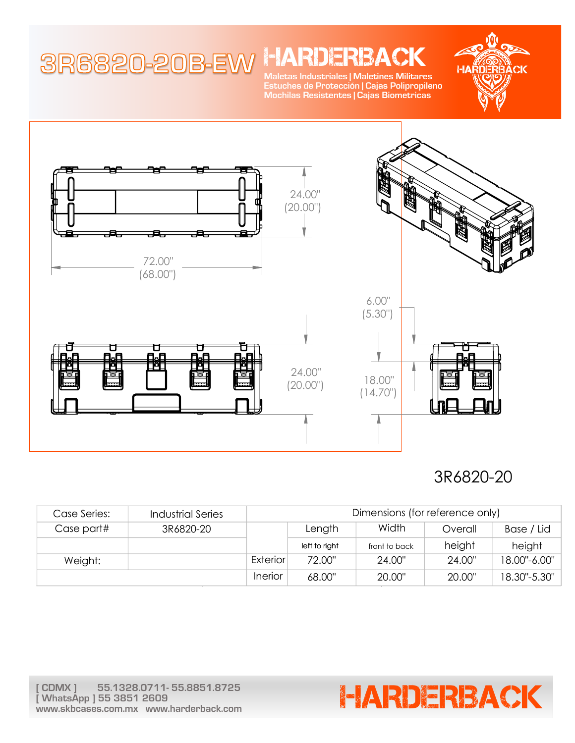# 3R6820-20B-EW

## HARDERBACK

Maletas Industriales | Maletines Militares
Estuches de Protección | Cajas Polipropileno
Mochilas Resistentes | Cajas Biometricas

24.00"
(20.00")

72.00"
(68.00")

6.00"
(5.30")

24.00"
(20.00")

18.00"
(14.70")

3R6820-20

| Case Series: | Industrial Series | Dimensions (for reference only) | | | | |
|---|---|---|---|---|---|---|
| Case part# | 3R6820-20 | | Length | Width | Overall | Base / Lid |
| | | | left to right | front to back | height | height |
| Weight: | | Exterior | 72.00" | 24.00" | 24.00" | 18.00"-6.00" |
| | | Inerior | 68.00" | 20.00" | 20.00" | 18.30"-5.30" |

[ CDMX ] 55.1328.0711- 55.8851.8725
[ WhatsApp ] 55 3851 2609
www.skbcases.com.mx www.harderback.com

HARDERBACK